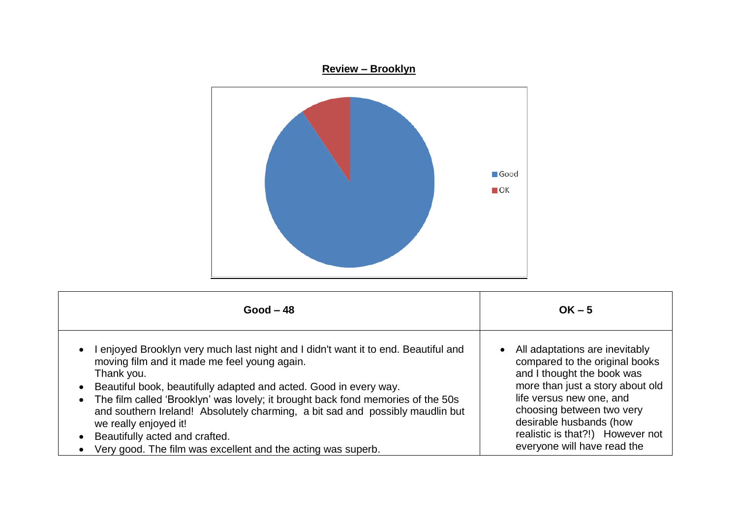**Review – Brooklyn**

Good

OK

| Good – 48 | OK – 5 |
|---|---|
| • I enjoyed Brooklyn very much last night and I didn't want it to end. Beautiful and moving film and it made me feel young again. Thank you.<br>• Beautiful book, beautifully adapted and acted. Good in every way.<br>• The film called 'Brooklyn' was lovely; it brought back fond memories of the 50s and southern Ireland! Absolutely charming, a bit sad and possibly maudlin but we really enjoyed it!<br>• Beautifully acted and crafted.<br>• Very good. The film was excellent and the acting was superb. | • All adaptations are inevitably compared to the original books and I thought the book was more than just a story about old life versus new one, and choosing between two very desirable husbands (how realistic is that?!) However not everyone will have read the |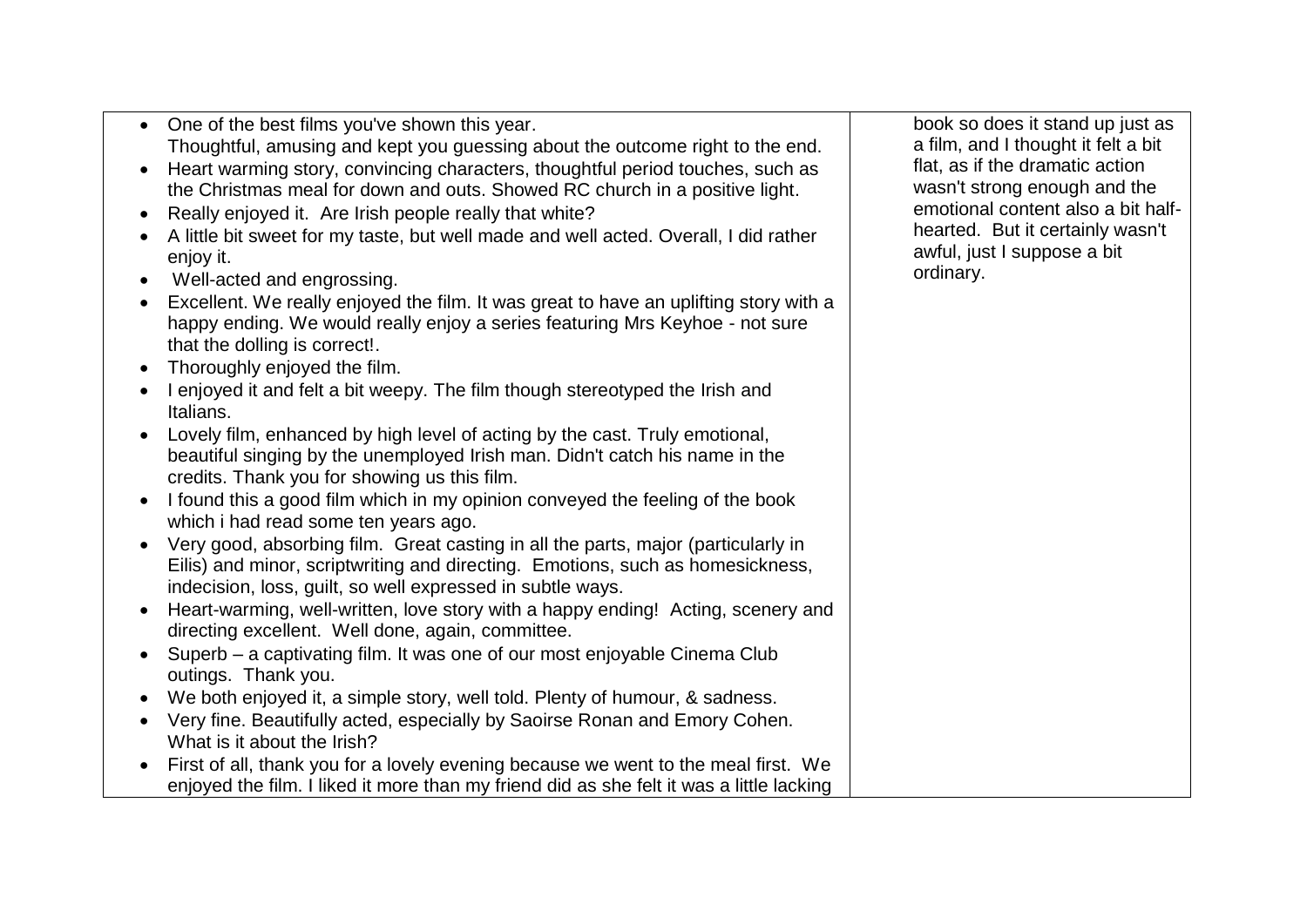- One of the best films you've shown this year.
  Thoughtful, amusing and kept you guessing about the outcome right to the end.
- Heart warming story, convincing characters, thoughtful period touches, such as the Christmas meal for down and outs. Showed RC church in a positive light.
- Really enjoyed it. Are Irish people really that white?
- A little bit sweet for my taste, but well made and well acted. Overall, I did rather enjoy it.
- Well-acted and engrossing.
- Excellent. We really enjoyed the film. It was great to have an uplifting story with a happy ending. We would really enjoy a series featuring Mrs Keyhoe - not sure that the dolling is correct!.
- Thoroughly enjoyed the film.
- I enjoyed it and felt a bit weepy. The film though stereotyped the Irish and Italians.
- Lovely film, enhanced by high level of acting by the cast. Truly emotional, beautiful singing by the unemployed Irish man. Didn't catch his name in the credits. Thank you for showing us this film.
- I found this a good film which in my opinion conveyed the feeling of the book which i had read some ten years ago.
- Very good, absorbing film. Great casting in all the parts, major (particularly in Eilis) and minor, scriptwriting and directing. Emotions, such as homesickness, indecision, loss, guilt, so well expressed in subtle ways.
- Heart-warming, well-written, love story with a happy ending! Acting, scenery and directing excellent. Well done, again, committee.
- Superb – a captivating film. It was one of our most enjoyable Cinema Club outings. Thank you.
- We both enjoyed it, a simple story, well told. Plenty of humour, & sadness.
- Very fine. Beautifully acted, especially by Saoirse Ronan and Emory Cohen. What is it about the Irish?
- First of all, thank you for a lovely evening because we went to the meal first. We enjoyed the film. I liked it more than my friend did as she felt it was a little lacking

book so does it stand up just as a film, and I thought it felt a bit flat, as if the dramatic action wasn't strong enough and the emotional content also a bit half-hearted. But it certainly wasn't awful, just I suppose a bit ordinary.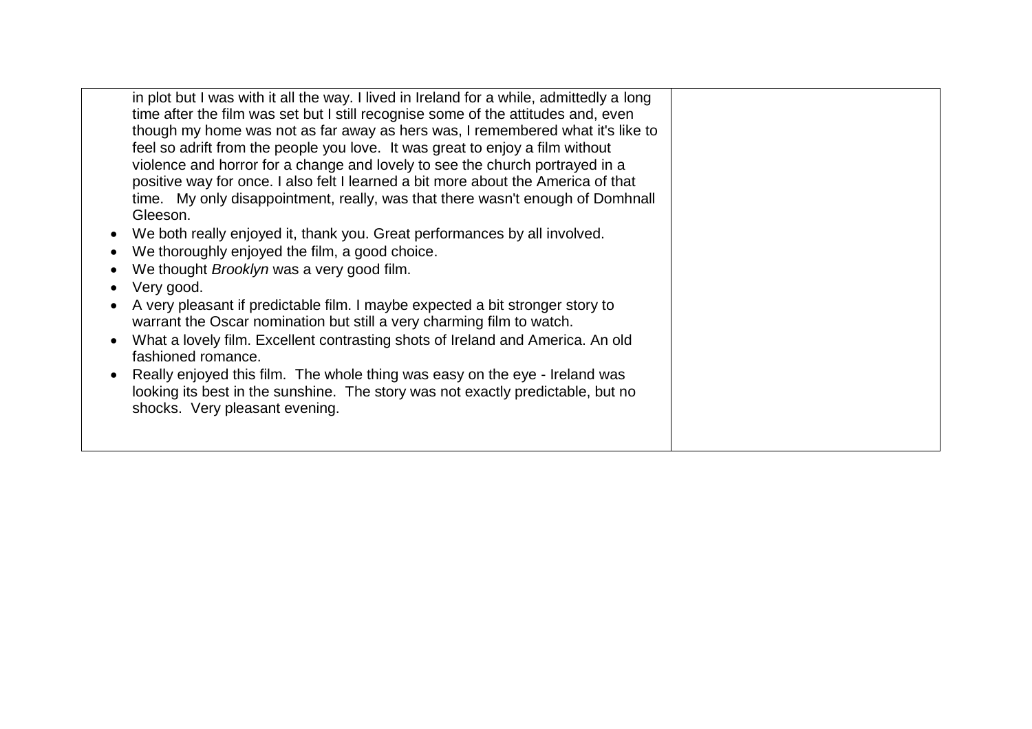| | |
|---|---|
| in plot but I was with it all the way. I lived in Ireland for a while, admittedly a long time after the film was set but I still recognise some of the attitudes and, even though my home was not as far away as hers was, I remembered what it's like to feel so adrift from the people you love. It was great to enjoy a film without violence and horror for a change and lovely to see the church portrayed in a positive way for once. I also felt I learned a bit more about the America of that time. My only disappointment, really, was that there wasn't enough of Domhnall Gleeson.<br>• We both really enjoyed it, thank you. Great performances by all involved.<br>• We thoroughly enjoyed the film, a good choice.<br>• We thought *Brooklyn* was a very good film.<br>• Very good.<br>• A very pleasant if predictable film. I maybe expected a bit stronger story to warrant the Oscar nomination but still a very charming film to watch.<br>• What a lovely film. Excellent contrasting shots of Ireland and America. An old fashioned romance.<br>• Really enjoyed this film. The whole thing was easy on the eye - Ireland was looking its best in the sunshine. The story was not exactly predictable, but no shocks. Very pleasant evening. | |